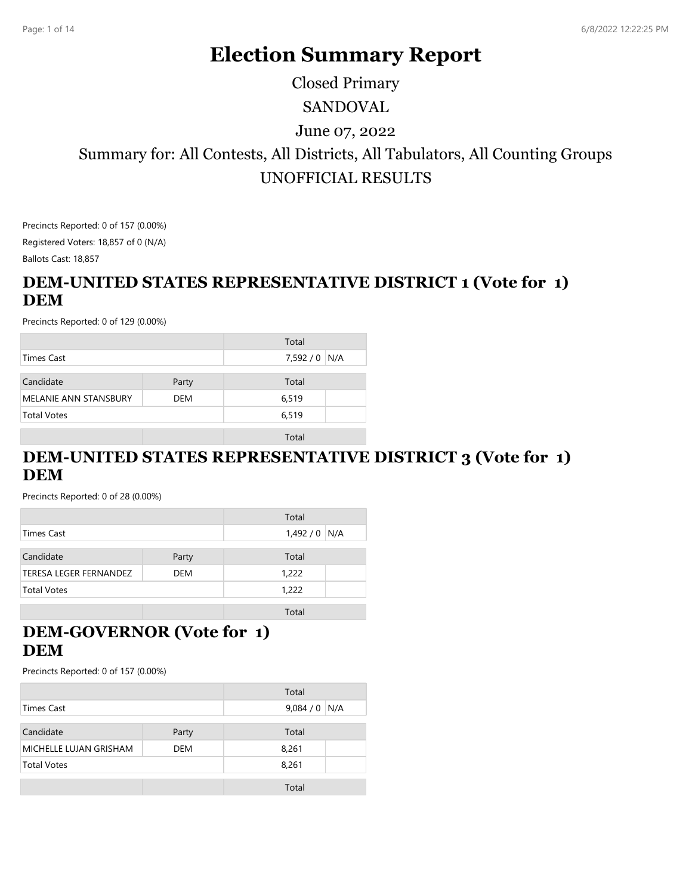# Election Summary Report

Closed Primary

SANDOVAL

June 07, 2022

Summary for: All Contests, All Districts, All Tabulators, All Counting Groups

UNOFFICIAL RESULTS

Precincts Reported: 0 of 157 (0.00%)

Registered Voters: 18,857 of 0 (N/A)

Ballots Cast: 18,857

## DEM-UNITED STATES REPRESENTATIVE DISTRICT 1 (Vote for 1) DEM

Precincts Reported: 0 of 129 (0.00%)

| | Total | |
|---|---|---|
| Times Cast | 7,592 / 0 | N/A |

| Candidate | Party | Total | |
|---|---|---|---|
| MELANIE ANN STANSBURY | DEM | 6,519 | |
| Total Votes | | 6,519 | |

| | | Total |
|---|---|---|

## DEM-UNITED STATES REPRESENTATIVE DISTRICT 3 (Vote for 1) DEM

Precincts Reported: 0 of 28 (0.00%)

| | Total | |
|---|---|---|
| Times Cast | 1,492 / 0 | N/A |

| Candidate | Party | Total | |
|---|---|---|---|
| TERESA LEGER FERNANDEZ | DEM | 1,222 | |
| Total Votes | | 1,222 | |

| | | Total |
|---|---|---|

## DEM-GOVERNOR (Vote for 1) DEM

Precincts Reported: 0 of 157 (0.00%)

| | Total | |
|---|---|---|
| Times Cast | 9,084 / 0 | N/A |

| Candidate | Party | Total | |
|---|---|---|---|
| MICHELLE LUJAN GRISHAM | DEM | 8,261 | |
| Total Votes | | 8,261 | |

| | | Total |
|---|---|---|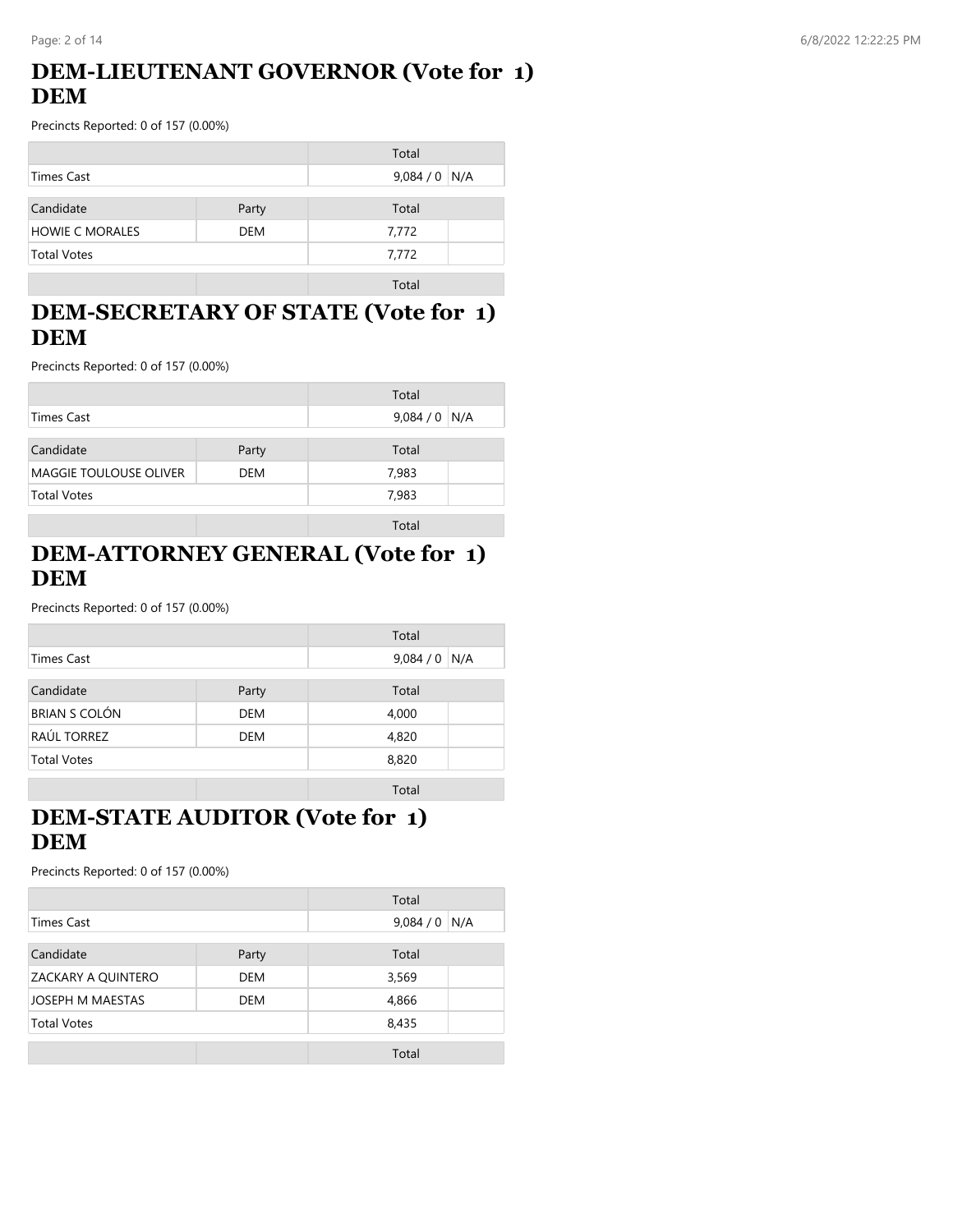## DEM-LIEUTENANT GOVERNOR (Vote for 1) DEM

Precincts Reported: 0 of 157 (0.00%)

| | | Total | |
|---|---|---|---|
| Times Cast | | 9,084 / 0 | N/A |

| Candidate | Party | Total | |
|---|---|---|---|
| HOWIE C MORALES | DEM | 7,772 | |
| Total Votes | | 7,772 | |

| | | Total |
|---|---|---|

## DEM-SECRETARY OF STATE (Vote for 1) DEM

Precincts Reported: 0 of 157 (0.00%)

| | | Total | |
|---|---|---|---|
| Times Cast | | 9,084 / 0 | N/A |

| Candidate | Party | Total | |
|---|---|---|---|
| MAGGIE TOULOUSE OLIVER | DEM | 7,983 | |
| Total Votes | | 7,983 | |

| | | Total |
|---|---|---|

## DEM-ATTORNEY GENERAL (Vote for 1) DEM

Precincts Reported: 0 of 157 (0.00%)

| | | Total | |
|---|---|---|---|
| Times Cast | | 9,084 / 0 | N/A |

| Candidate | Party | Total | |
|---|---|---|---|
| BRIAN S COLÓN | DEM | 4,000 | |
| RAÚL TORREZ | DEM | 4,820 | |
| Total Votes | | 8,820 | |

| | | Total |
|---|---|---|

## DEM-STATE AUDITOR (Vote for 1) DEM

Precincts Reported: 0 of 157 (0.00%)

| | | Total | |
|---|---|---|---|
| Times Cast | | 9,084 / 0 | N/A |

| Candidate | Party | Total | |
|---|---|---|---|
| ZACKARY A QUINTERO | DEM | 3,569 | |
| JOSEPH M MAESTAS | DEM | 4,866 | |
| Total Votes | | 8,435 | |

| | | Total |
|---|---|---|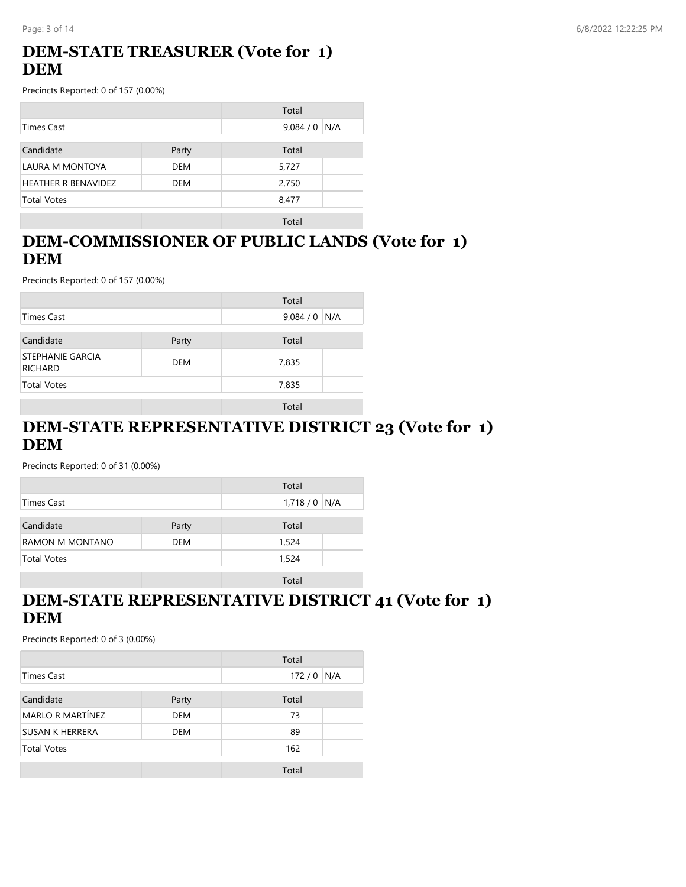## DEM-STATE TREASURER (Vote for 1) DEM

Precincts Reported: 0 of 157 (0.00%)

| | | Total | |
|---|---|---|---|
| Times Cast | | 9,084 / 0 | N/A |
| Candidate | Party | Total | |
| LAURA M MONTOYA | DEM | 5,727 | |
| HEATHER R BENAVIDEZ | DEM | 2,750 | |
| Total Votes | | 8,477 | |
| | | Total | |

## DEM-COMMISSIONER OF PUBLIC LANDS (Vote for 1) DEM

Precincts Reported: 0 of 157 (0.00%)

| | | Total | |
|---|---|---|---|
| Times Cast | | 9,084 / 0 | N/A |
| Candidate | Party | Total | |
| STEPHANIE GARCIA RICHARD | DEM | 7,835 | |
| Total Votes | | 7,835 | |
| | | Total | |

## DEM-STATE REPRESENTATIVE DISTRICT 23 (Vote for 1) DEM

Precincts Reported: 0 of 31 (0.00%)

| | | Total | |
|---|---|---|---|
| Times Cast | | 1,718 / 0 | N/A |
| Candidate | Party | Total | |
| RAMON M MONTANO | DEM | 1,524 | |
| Total Votes | | 1,524 | |
| | | Total | |

## DEM-STATE REPRESENTATIVE DISTRICT 41 (Vote for 1) DEM

Precincts Reported: 0 of 3 (0.00%)

| | | Total | |
|---|---|---|---|
| Times Cast | | 172 / 0 | N/A |
| Candidate | Party | Total | |
| MARLO R MARTÍNEZ | DEM | 73 | |
| SUSAN K HERRERA | DEM | 89 | |
| Total Votes | | 162 | |
| | | Total | |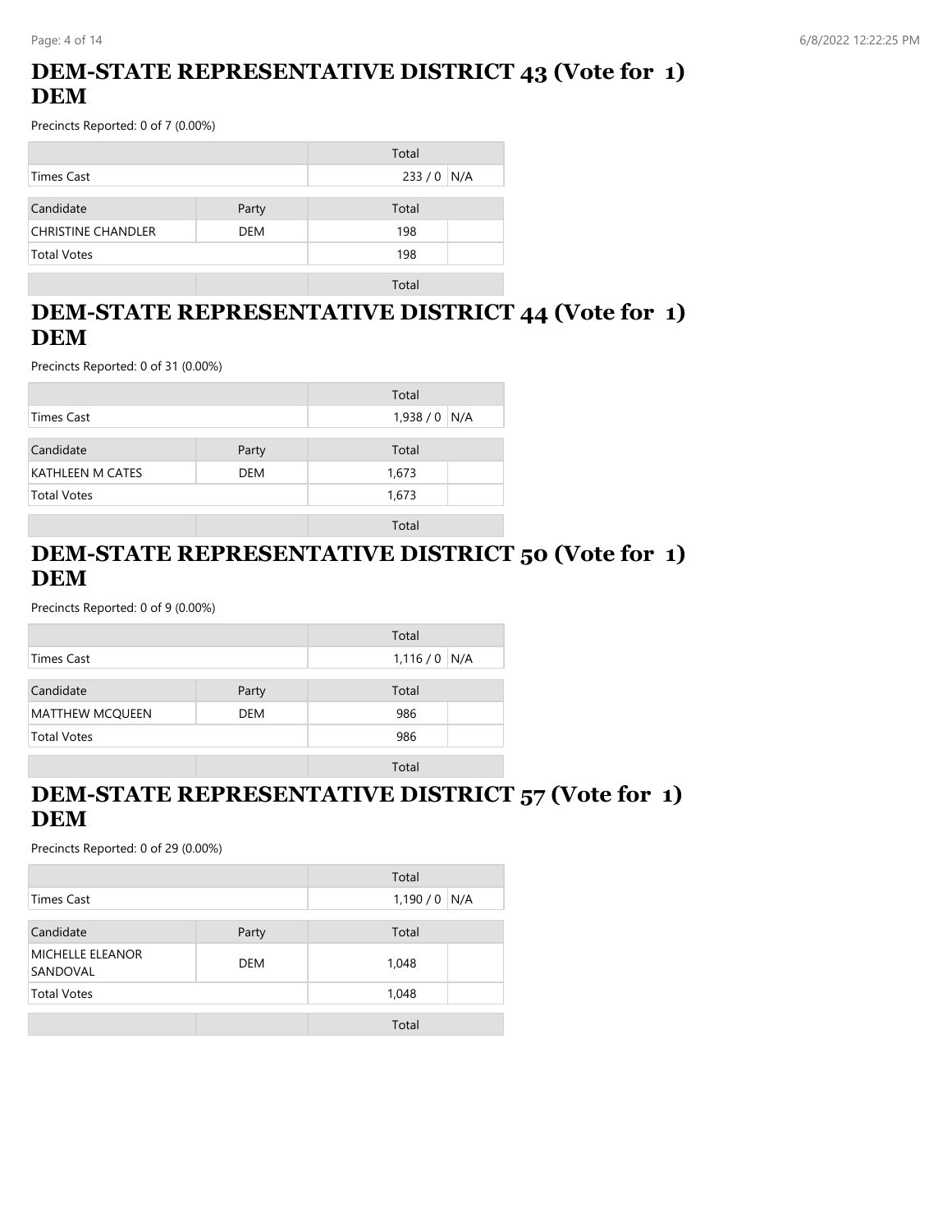## DEM-STATE REPRESENTATIVE DISTRICT 43 (Vote for 1) DEM

Precincts Reported: 0 of 7 (0.00%)

| | | Total | |
|---|---|---|---|
| Times Cast | | 233 / 0 | N/A |

| Candidate | Party | Total | |
|---|---|---|---|
| CHRISTINE CHANDLER | DEM | 198 | |
| Total Votes | | 198 | |
| | | Total | |

## DEM-STATE REPRESENTATIVE DISTRICT 44 (Vote for 1) DEM

Precincts Reported: 0 of 31 (0.00%)

| | | Total | |
|---|---|---|---|
| Times Cast | | 1,938 / 0 | N/A |

| Candidate | Party | Total | |
|---|---|---|---|
| KATHLEEN M CATES | DEM | 1,673 | |
| Total Votes | | 1,673 | |
| | | Total | |

## DEM-STATE REPRESENTATIVE DISTRICT 50 (Vote for 1) DEM

Precincts Reported: 0 of 9 (0.00%)

| | | Total | |
|---|---|---|---|
| Times Cast | | 1,116 / 0 | N/A |

| Candidate | Party | Total | |
|---|---|---|---|
| MATTHEW MCQUEEN | DEM | 986 | |
| Total Votes | | 986 | |
| | | Total | |

## DEM-STATE REPRESENTATIVE DISTRICT 57 (Vote for 1) DEM

Precincts Reported: 0 of 29 (0.00%)

| | | Total | |
|---|---|---|---|
| Times Cast | | 1,190 / 0 | N/A |

| Candidate | Party | Total | |
|---|---|---|---|
| MICHELLE ELEANOR SANDOVAL | DEM | 1,048 | |
| Total Votes | | 1,048 | |
| | | Total | |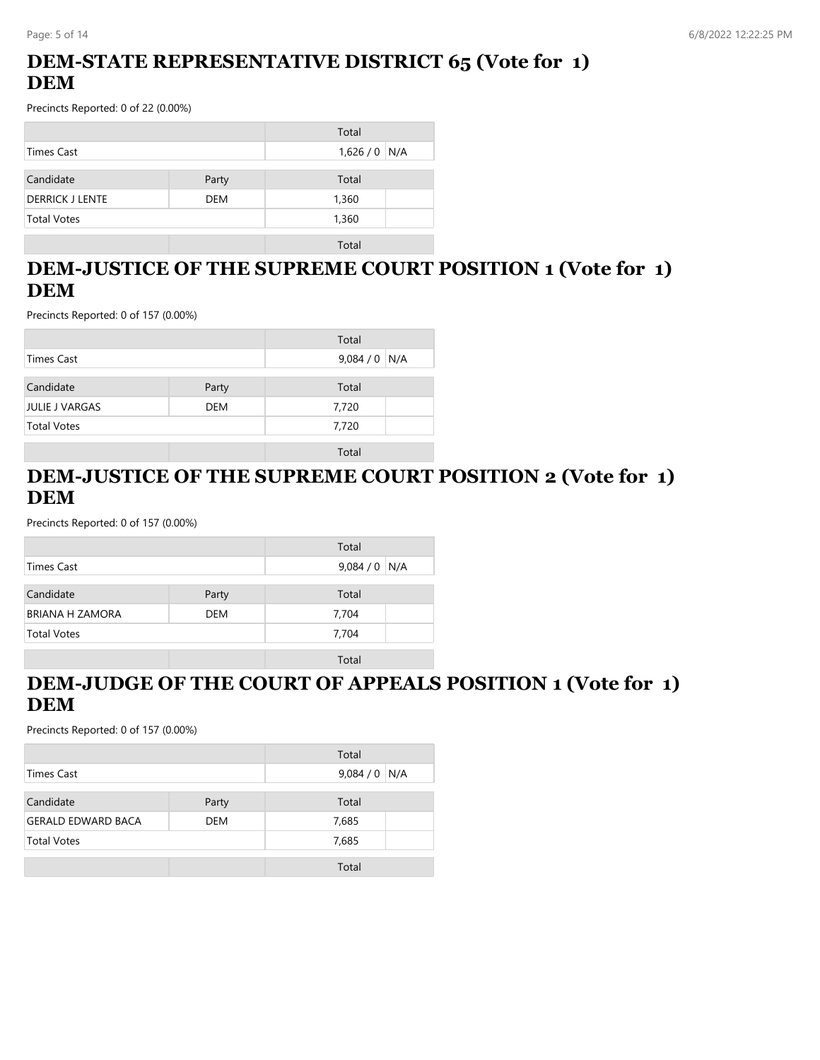## DEM-STATE REPRESENTATIVE DISTRICT 65 (Vote for 1) DEM

Precincts Reported: 0 of 22 (0.00%)

| | | Total | |
|---|---|---|---|
| Times Cast | | 1,626 / 0 | N/A |

| Candidate | Party | Total | |
|---|---|---|---|
| DERRICK J LENTE | DEM | 1,360 | |
| Total Votes | | 1,360 | |

| | | Total |
|---|---|---|

## DEM-JUSTICE OF THE SUPREME COURT POSITION 1 (Vote for 1) DEM

Precincts Reported: 0 of 157 (0.00%)

| | | Total | |
|---|---|---|---|
| Times Cast | | 9,084 / 0 | N/A |

| Candidate | Party | Total | |
|---|---|---|---|
| JULIE J VARGAS | DEM | 7,720 | |
| Total Votes | | 7,720 | |

| | | Total |
|---|---|---|

## DEM-JUSTICE OF THE SUPREME COURT POSITION 2 (Vote for 1) DEM

Precincts Reported: 0 of 157 (0.00%)

| | | Total | |
|---|---|---|---|
| Times Cast | | 9,084 / 0 | N/A |

| Candidate | Party | Total | |
|---|---|---|---|
| BRIANA H ZAMORA | DEM | 7,704 | |
| Total Votes | | 7,704 | |

| | | Total |
|---|---|---|

## DEM-JUDGE OF THE COURT OF APPEALS POSITION 1 (Vote for 1) DEM

Precincts Reported: 0 of 157 (0.00%)

| | | Total | |
|---|---|---|---|
| Times Cast | | 9,084 / 0 | N/A |

| Candidate | Party | Total | |
|---|---|---|---|
| GERALD EDWARD BACA | DEM | 7,685 | |
| Total Votes | | 7,685 | |

| | | Total |
|---|---|---|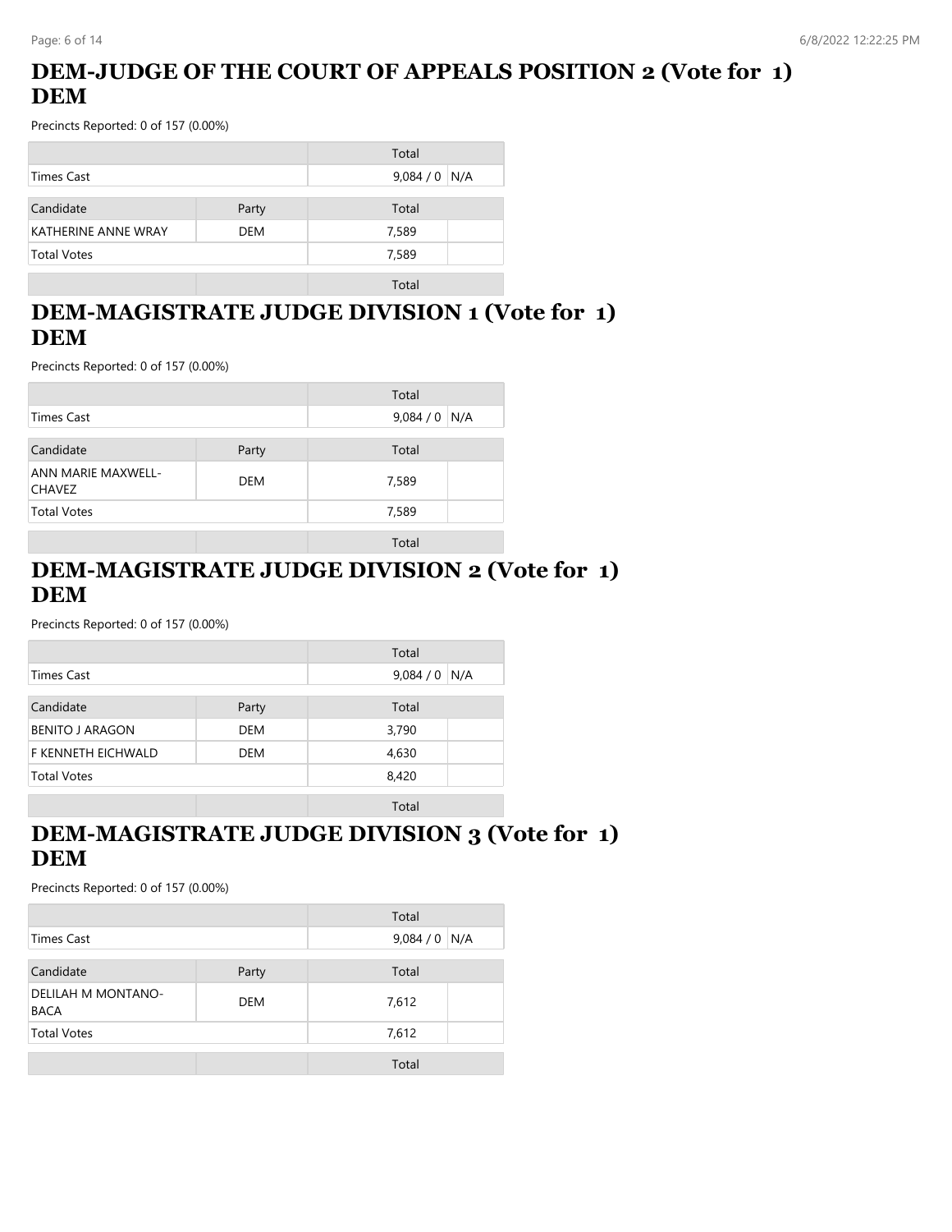## DEM-JUDGE OF THE COURT OF APPEALS POSITION 2 (Vote for 1) DEM

Precincts Reported: 0 of 157 (0.00%)

| | | Total | |
|---|---|---|---|
| Times Cast | | 9,084 / 0 | N/A |

| Candidate | Party | Total | |
|---|---|---|---|
| KATHERINE ANNE WRAY | DEM | 7,589 | |
| Total Votes | | 7,589 | |

| | | Total |
|---|---|---|

## DEM-MAGISTRATE JUDGE DIVISION 1 (Vote for 1) DEM

Precincts Reported: 0 of 157 (0.00%)

| | | Total | |
|---|---|---|---|
| Times Cast | | 9,084 / 0 | N/A |

| Candidate | Party | Total | |
|---|---|---|---|
| ANN MARIE MAXWELL-CHAVEZ | DEM | 7,589 | |
| Total Votes | | 7,589 | |

| | | Total |
|---|---|---|

## DEM-MAGISTRATE JUDGE DIVISION 2 (Vote for 1) DEM

Precincts Reported: 0 of 157 (0.00%)

| | | Total | |
|---|---|---|---|
| Times Cast | | 9,084 / 0 | N/A |

| Candidate | Party | Total | |
|---|---|---|---|
| BENITO J ARAGON | DEM | 3,790 | |
| F KENNETH EICHWALD | DEM | 4,630 | |
| Total Votes | | 8,420 | |

| | | Total |
|---|---|---|

## DEM-MAGISTRATE JUDGE DIVISION 3 (Vote for 1) DEM

Precincts Reported: 0 of 157 (0.00%)

| | | Total | |
|---|---|---|---|
| Times Cast | | 9,084 / 0 | N/A |

| Candidate | Party | Total | |
|---|---|---|---|
| DELILAH M MONTANO-BACA | DEM | 7,612 | |
| Total Votes | | 7,612 | |

| | | Total |
|---|---|---|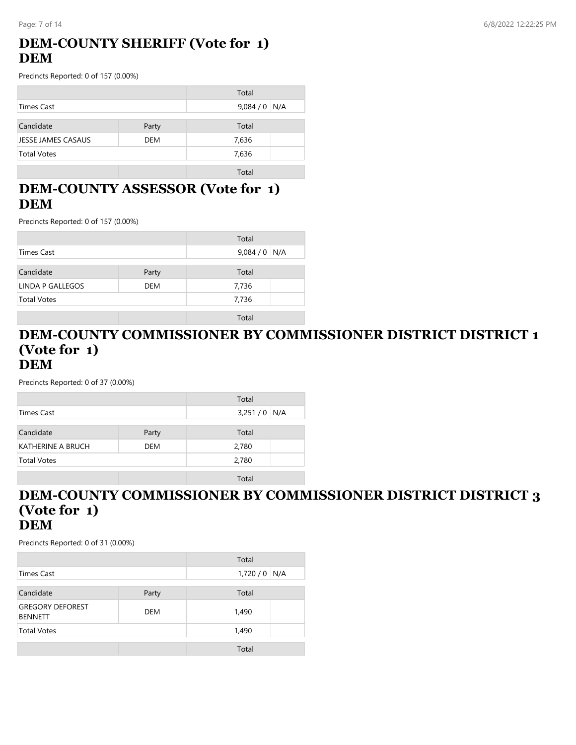## DEM-COUNTY SHERIFF (Vote for 1)
## DEM

Precincts Reported: 0 of 157 (0.00%)

| | Total | |
|---|---|---|
| Times Cast | 9,084 / 0 | N/A |

| Candidate | Party | Total | |
|---|---|---|---|
| JESSE JAMES CASAUS | DEM | 7,636 | |
| Total Votes | | 7,636 | |
| | | Total | |

## DEM-COUNTY ASSESSOR (Vote for 1)
## DEM

Precincts Reported: 0 of 157 (0.00%)

| | Total | |
|---|---|---|
| Times Cast | 9,084 / 0 | N/A |

| Candidate | Party | Total | |
|---|---|---|---|
| LINDA P GALLEGOS | DEM | 7,736 | |
| Total Votes | | 7,736 | |
| | | Total | |

## DEM-COUNTY COMMISSIONER BY COMMISSIONER DISTRICT DISTRICT 1 (Vote for 1)
## DEM

Precincts Reported: 0 of 37 (0.00%)

| | Total | |
|---|---|---|
| Times Cast | 3,251 / 0 | N/A |

| Candidate | Party | Total | |
|---|---|---|---|
| KATHERINE A BRUCH | DEM | 2,780 | |
| Total Votes | | 2,780 | |
| | | Total | |

## DEM-COUNTY COMMISSIONER BY COMMISSIONER DISTRICT DISTRICT 3 (Vote for 1)
## DEM

Precincts Reported: 0 of 31 (0.00%)

| | Total | |
|---|---|---|
| Times Cast | 1,720 / 0 | N/A |

| Candidate | Party | Total | |
|---|---|---|---|
| GREGORY DEFOREST BENNETT | DEM | 1,490 | |
| Total Votes | | 1,490 | |
| | | Total | |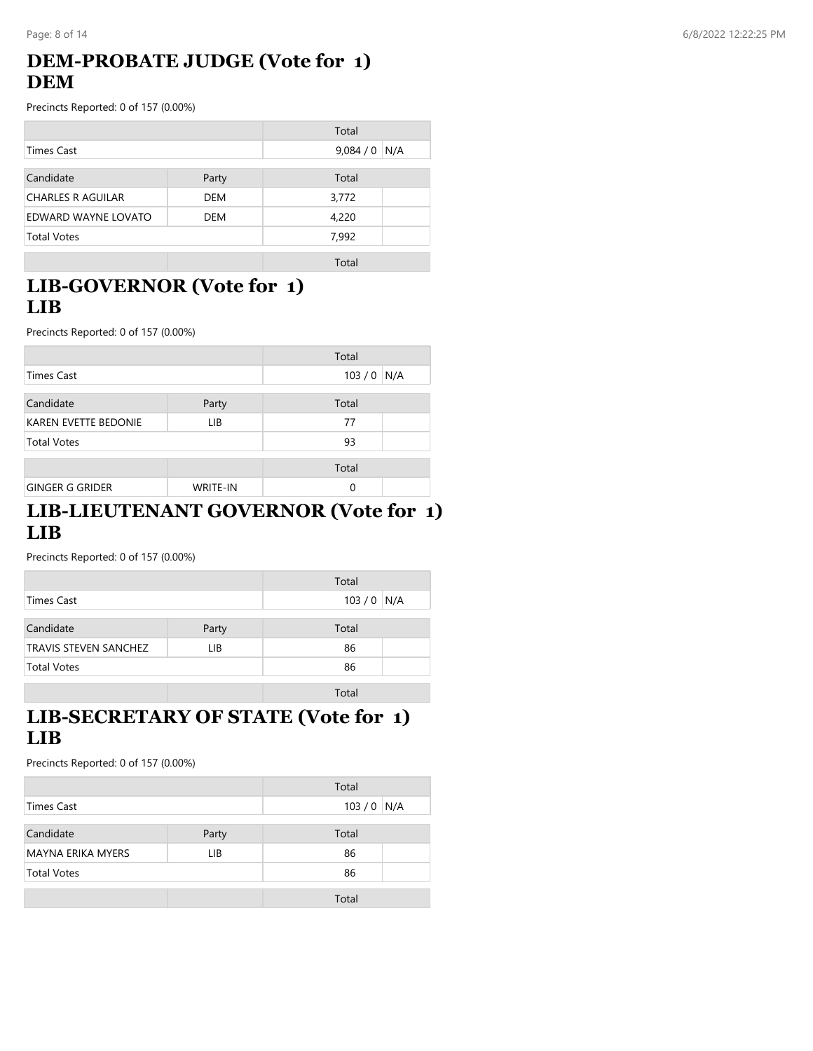## DEM-PROBATE JUDGE (Vote for 1)
## DEM

Precincts Reported: 0 of 157 (0.00%)

| | Total | |
|---|---|---|
| Times Cast | 9,084 / 0 | N/A |

| Candidate | Party | Total | |
|---|---|---|---|
| CHARLES R AGUILAR | DEM | 3,772 | |
| EDWARD WAYNE LOVATO | DEM | 4,220 | |
| Total Votes | | 7,992 | |

| | | Total |
|---|---|---|

## LIB-GOVERNOR (Vote for 1)
## LIB

Precincts Reported: 0 of 157 (0.00%)

| | Total | |
|---|---|---|
| Times Cast | 103 / 0 | N/A |

| Candidate | Party | Total | |
|---|---|---|---|
| KAREN EVETTE BEDONIE | LIB | 77 | |
| Total Votes | | 93 | |

| | | Total | |
|---|---|---|---|
| GINGER G GRIDER | WRITE-IN | 0 | |

## LIB-LIEUTENANT GOVERNOR (Vote for 1)
## LIB

Precincts Reported: 0 of 157 (0.00%)

| | Total | |
|---|---|---|
| Times Cast | 103 / 0 | N/A |

| Candidate | Party | Total | |
|---|---|---|---|
| TRAVIS STEVEN SANCHEZ | LIB | 86 | |
| Total Votes | | 86 | |

| | | Total |
|---|---|---|

## LIB-SECRETARY OF STATE (Vote for 1)
## LIB

Precincts Reported: 0 of 157 (0.00%)

| | Total | |
|---|---|---|
| Times Cast | 103 / 0 | N/A |

| Candidate | Party | Total | |
|---|---|---|---|
| MAYNA ERIKA MYERS | LIB | 86 | |
| Total Votes | | 86 | |

| | | Total |
|---|---|---|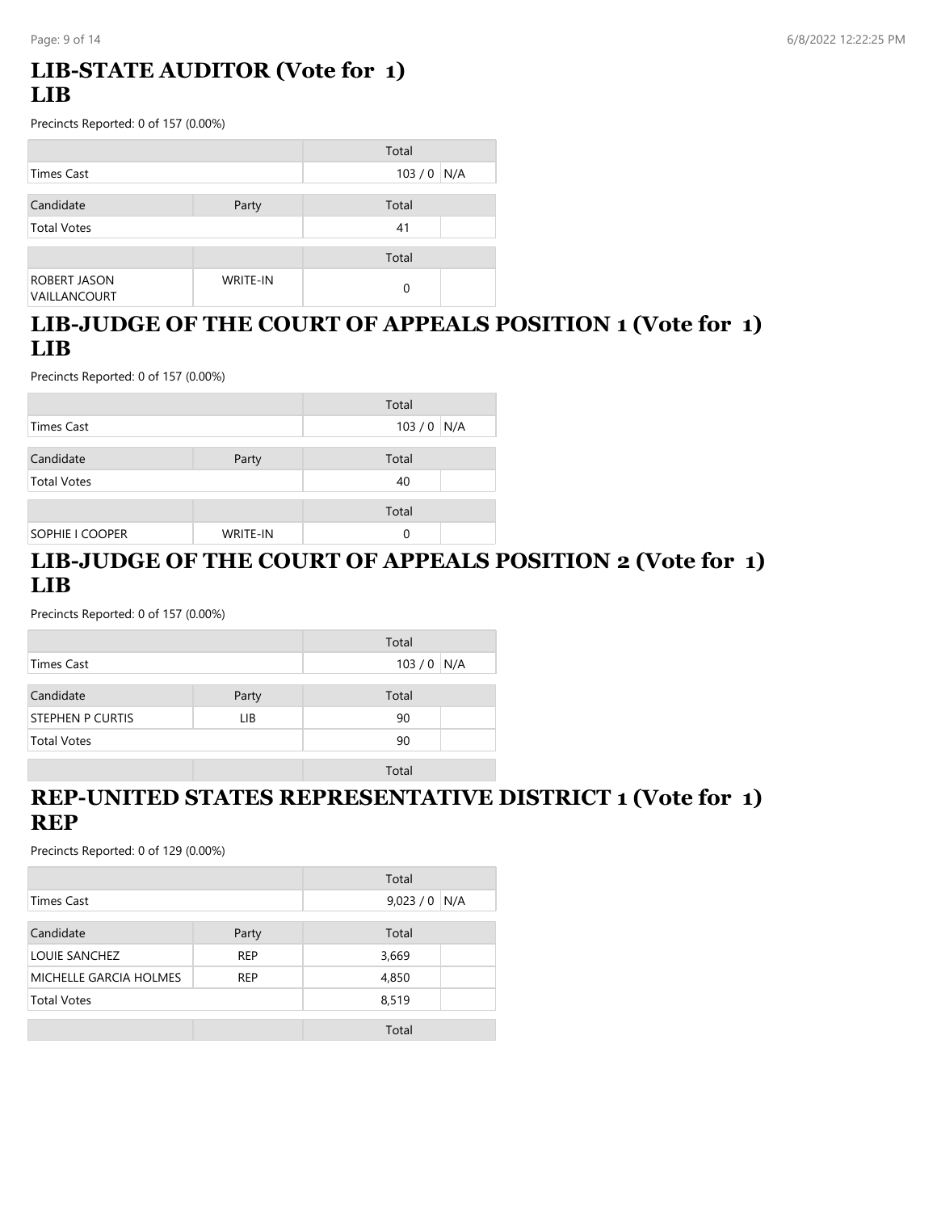## LIB-STATE AUDITOR (Vote for 1) LIB

Precincts Reported: 0 of 157 (0.00%)

| | | Total | |
|---|---|---|---|
| Times Cast | | 103 / 0 | N/A |

| Candidate | Party | Total | |
|---|---|---|---|
| Total Votes | | 41 | |

| | | Total | |
|---|---|---|---|
| ROBERT JASON VAILLANCOURT | WRITE-IN | 0 | |

## LIB-JUDGE OF THE COURT OF APPEALS POSITION 1 (Vote for 1) LIB

Precincts Reported: 0 of 157 (0.00%)

| | | Total | |
|---|---|---|---|
| Times Cast | | 103 / 0 | N/A |

| Candidate | Party | Total | |
|---|---|---|---|
| Total Votes | | 40 | |

| | | Total | |
|---|---|---|---|
| SOPHIE I COOPER | WRITE-IN | 0 | |

## LIB-JUDGE OF THE COURT OF APPEALS POSITION 2 (Vote for 1) LIB

Precincts Reported: 0 of 157 (0.00%)

| | | Total | |
|---|---|---|---|
| Times Cast | | 103 / 0 | N/A |

| Candidate | Party | Total | |
|---|---|---|---|
| STEPHEN P CURTIS | LIB | 90 | |
| Total Votes | | 90 | |

| | | Total | |
|---|---|---|---|

## REP-UNITED STATES REPRESENTATIVE DISTRICT 1 (Vote for 1) REP

Precincts Reported: 0 of 129 (0.00%)

| | | Total | |
|---|---|---|---|
| Times Cast | | 9,023 / 0 | N/A |

| Candidate | Party | Total | |
|---|---|---|---|
| LOUIE SANCHEZ | REP | 3,669 | |
| MICHELLE GARCIA HOLMES | REP | 4,850 | |
| Total Votes | | 8,519 | |

| | | Total | |
|---|---|---|---|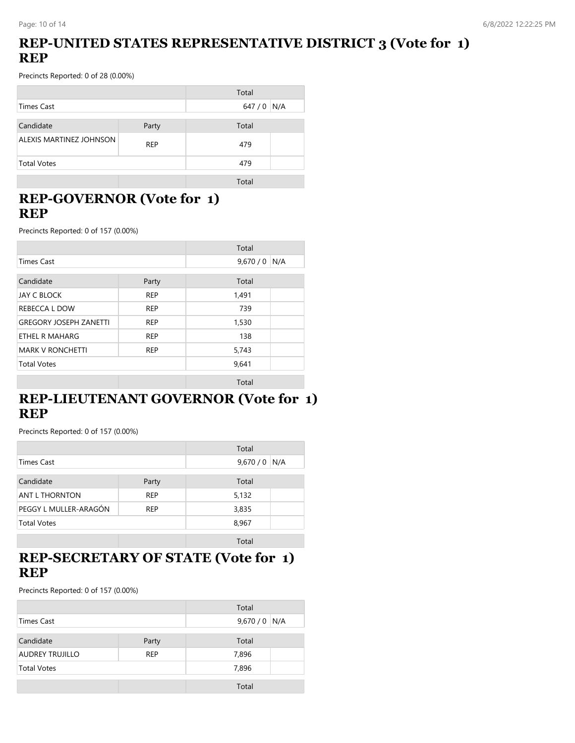## REP-UNITED STATES REPRESENTATIVE DISTRICT 3 (Vote for 1) REP

Precincts Reported: 0 of 28 (0.00%)

| | | Total | |
|---|---|---|---|
| Times Cast | | 647 / 0 | N/A |

| Candidate | Party | Total | |
|---|---|---|---|
| ALEXIS MARTINEZ JOHNSON | REP | 479 | |
| Total Votes | | 479 | |

| | | Total |
|---|---|---|

## REP-GOVERNOR (Vote for 1) REP

Precincts Reported: 0 of 157 (0.00%)

| | | Total | |
|---|---|---|---|
| Times Cast | | 9,670 / 0 | N/A |

| Candidate | Party | Total | |
|---|---|---|---|
| JAY C BLOCK | REP | 1,491 | |
| REBECCA L DOW | REP | 739 | |
| GREGORY JOSEPH ZANETTI | REP | 1,530 | |
| ETHEL R MAHARG | REP | 138 | |
| MARK V RONCHETTI | REP | 5,743 | |
| Total Votes | | 9,641 | |

| | | Total |
|---|---|---|

## REP-LIEUTENANT GOVERNOR (Vote for 1) REP

Precincts Reported: 0 of 157 (0.00%)

| | | Total | |
|---|---|---|---|
| Times Cast | | 9,670 / 0 | N/A |

| Candidate | Party | Total | |
|---|---|---|---|
| ANT L THORNTON | REP | 5,132 | |
| PEGGY L MULLER-ARAGÓN | REP | 3,835 | |
| Total Votes | | 8,967 | |

| | | Total |
|---|---|---|

## REP-SECRETARY OF STATE (Vote for 1) REP

Precincts Reported: 0 of 157 (0.00%)

| | | Total | |
|---|---|---|---|
| Times Cast | | 9,670 / 0 | N/A |

| Candidate | Party | Total | |
|---|---|---|---|
| AUDREY TRUJILLO | REP | 7,896 | |
| Total Votes | | 7,896 | |

| | | Total |
|---|---|---|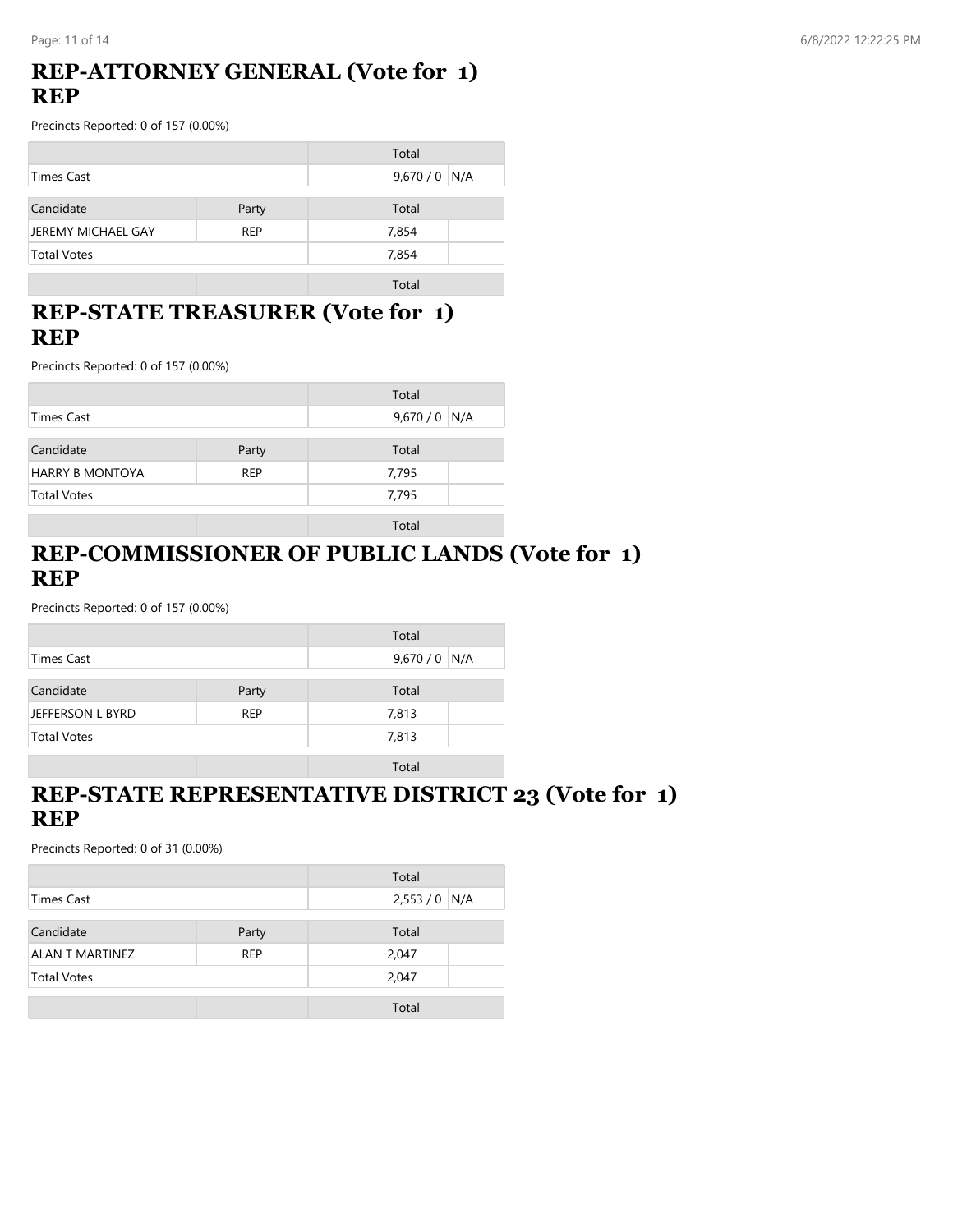## REP-ATTORNEY GENERAL (Vote for 1) REP

Precincts Reported: 0 of 157 (0.00%)

| | | Total | |
|---|---|---|---|
| Times Cast | | 9,670 / 0 | N/A |

| Candidate | Party | Total | |
|---|---|---|---|
| JEREMY MICHAEL GAY | REP | 7,854 | |
| Total Votes | | 7,854 | |

| | | Total |
|---|---|---|

## REP-STATE TREASURER (Vote for 1) REP

Precincts Reported: 0 of 157 (0.00%)

| | | Total | |
|---|---|---|---|
| Times Cast | | 9,670 / 0 | N/A |

| Candidate | Party | Total | |
|---|---|---|---|
| HARRY B MONTOYA | REP | 7,795 | |
| Total Votes | | 7,795 | |

| | | Total |
|---|---|---|

## REP-COMMISSIONER OF PUBLIC LANDS (Vote for 1) REP

Precincts Reported: 0 of 157 (0.00%)

| | | Total | |
|---|---|---|---|
| Times Cast | | 9,670 / 0 | N/A |

| Candidate | Party | Total | |
|---|---|---|---|
| JEFFERSON L BYRD | REP | 7,813 | |
| Total Votes | | 7,813 | |

| | | Total |
|---|---|---|

## REP-STATE REPRESENTATIVE DISTRICT 23 (Vote for 1) REP

Precincts Reported: 0 of 31 (0.00%)

| | | Total | |
|---|---|---|---|
| Times Cast | | 2,553 / 0 | N/A |

| Candidate | Party | Total | |
|---|---|---|---|
| ALAN T MARTINEZ | REP | 2,047 | |
| Total Votes | | 2,047 | |

| | | Total |
|---|---|---|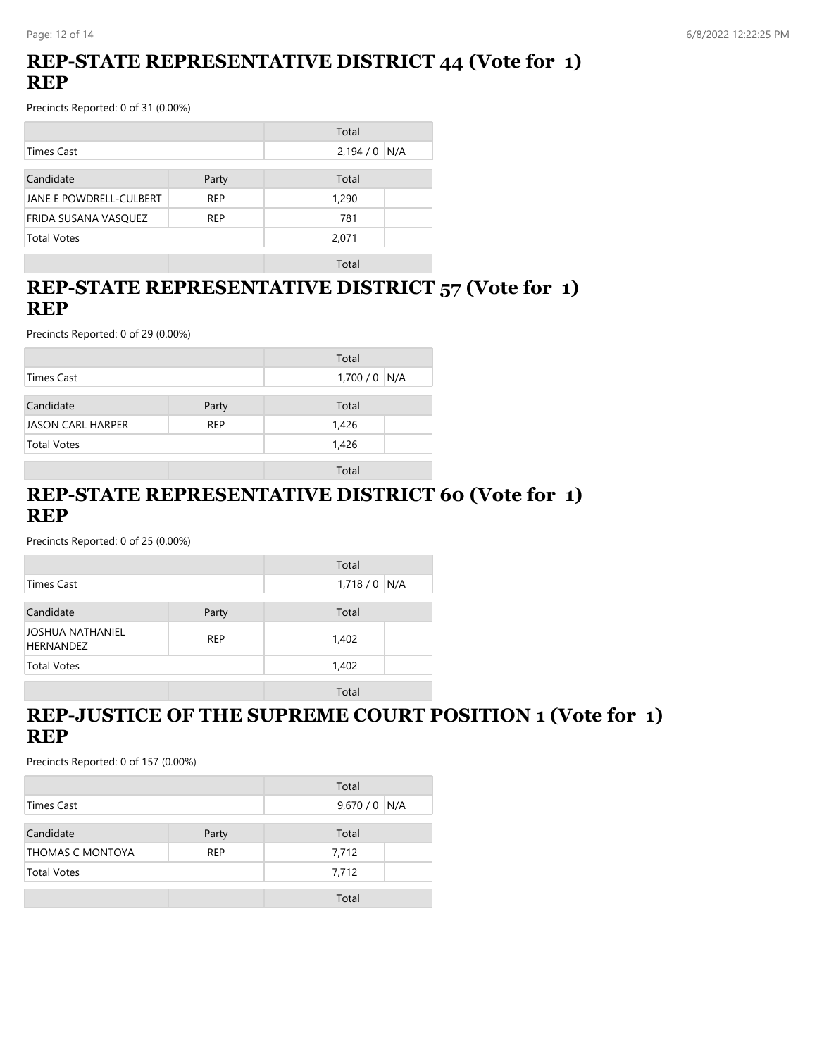## REP-STATE REPRESENTATIVE DISTRICT 44 (Vote for 1) REP

Precincts Reported: 0 of 31 (0.00%)

| | | Total | |
|---|---|---|---|
| Times Cast | | 2,194 / 0 | N/A |

| Candidate | Party | Total | |
|---|---|---|---|
| JANE E POWDRELL-CULBERT | REP | 1,290 | |
| FRIDA SUSANA VASQUEZ | REP | 781 | |
| Total Votes | | 2,071 | |

| | | Total |
|---|---|---|

## REP-STATE REPRESENTATIVE DISTRICT 57 (Vote for 1) REP

Precincts Reported: 0 of 29 (0.00%)

| | | Total | |
|---|---|---|---|
| Times Cast | | 1,700 / 0 | N/A |

| Candidate | Party | Total | |
|---|---|---|---|
| JASON CARL HARPER | REP | 1,426 | |
| Total Votes | | 1,426 | |

| | | Total |
|---|---|---|

## REP-STATE REPRESENTATIVE DISTRICT 60 (Vote for 1) REP

Precincts Reported: 0 of 25 (0.00%)

| | | Total | |
|---|---|---|---|
| Times Cast | | 1,718 / 0 | N/A |

| Candidate | Party | Total | |
|---|---|---|---|
| JOSHUA NATHANIEL HERNANDEZ | REP | 1,402 | |
| Total Votes | | 1,402 | |

| | | Total |
|---|---|---|

## REP-JUSTICE OF THE SUPREME COURT POSITION 1 (Vote for 1) REP

Precincts Reported: 0 of 157 (0.00%)

| | | Total | |
|---|---|---|---|
| Times Cast | | 9,670 / 0 | N/A |

| Candidate | Party | Total | |
|---|---|---|---|
| THOMAS C MONTOYA | REP | 7,712 | |
| Total Votes | | 7,712 | |

| | | Total |
|---|---|---|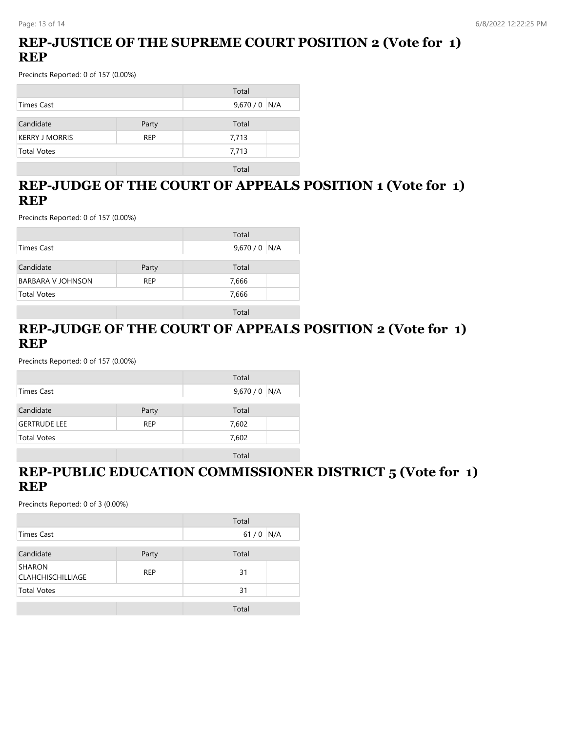## REP-JUSTICE OF THE SUPREME COURT POSITION 2 (Vote for 1) REP

Precincts Reported: 0 of 157 (0.00%)

| | | Total | |
|---|---|---|---|
| Times Cast | | 9,670 / 0 | N/A |

| Candidate | Party | Total | |
|---|---|---|---|
| KERRY J MORRIS | REP | 7,713 | |
| Total Votes | | 7,713 | |

| | | Total |
|---|---|---|

## REP-JUDGE OF THE COURT OF APPEALS POSITION 1 (Vote for 1) REP

Precincts Reported: 0 of 157 (0.00%)

| | | Total | |
|---|---|---|---|
| Times Cast | | 9,670 / 0 | N/A |

| Candidate | Party | Total | |
|---|---|---|---|
| BARBARA V JOHNSON | REP | 7,666 | |
| Total Votes | | 7,666 | |

| | | Total |
|---|---|---|

## REP-JUDGE OF THE COURT OF APPEALS POSITION 2 (Vote for 1) REP

Precincts Reported: 0 of 157 (0.00%)

| | | Total | |
|---|---|---|---|
| Times Cast | | 9,670 / 0 | N/A |

| Candidate | Party | Total | |
|---|---|---|---|
| GERTRUDE LEE | REP | 7,602 | |
| Total Votes | | 7,602 | |

| | | Total |
|---|---|---|

## REP-PUBLIC EDUCATION COMMISSIONER DISTRICT 5 (Vote for 1) REP

Precincts Reported: 0 of 3 (0.00%)

| | | Total | |
|---|---|---|---|
| Times Cast | | 61 / 0 | N/A |

| Candidate | Party | Total | |
|---|---|---|---|
| SHARON CLAHCHISCHILLIAGE | REP | 31 | |
| Total Votes | | 31 | |

| | | Total |
|---|---|---|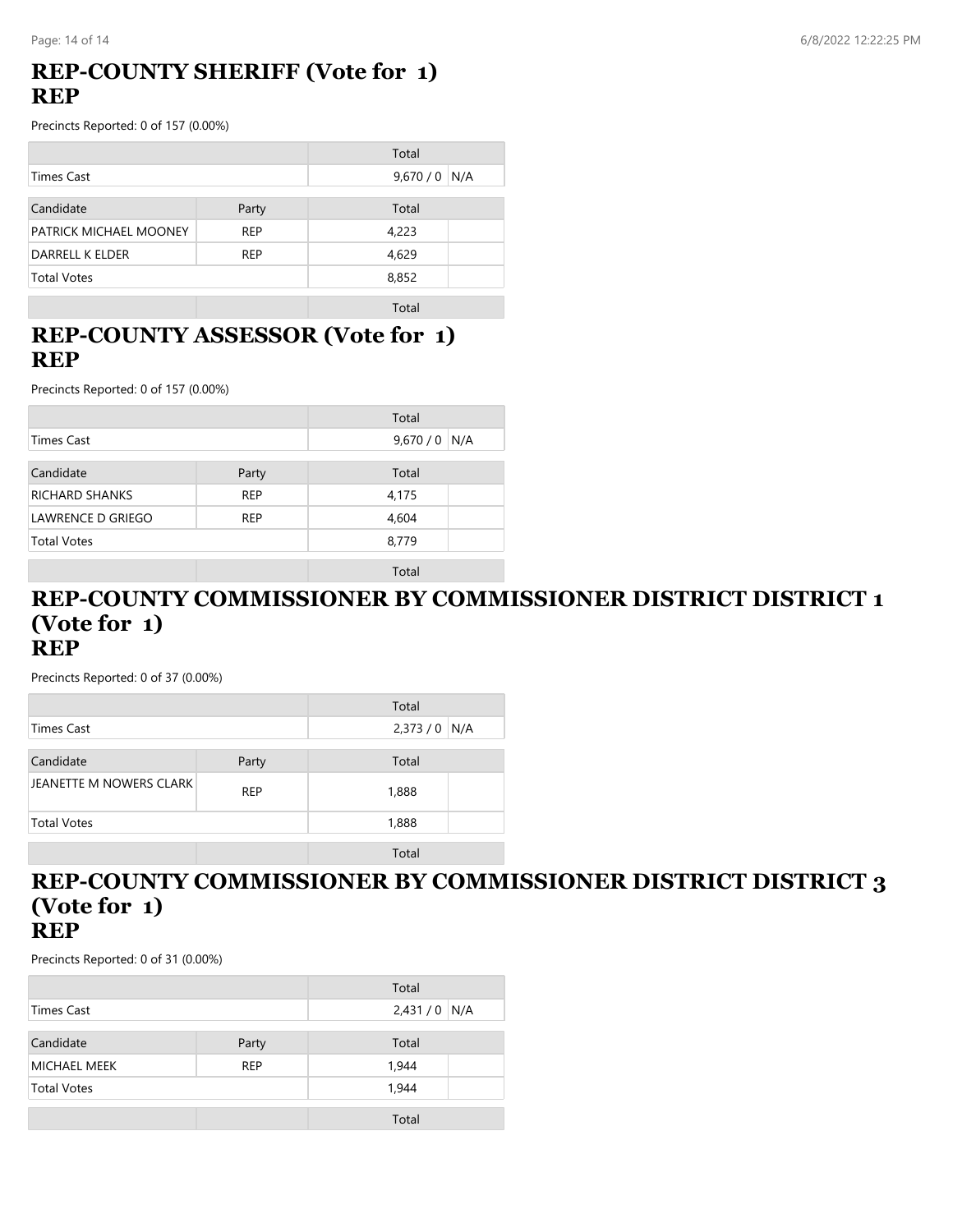## REP-COUNTY SHERIFF (Vote for 1)
## REP

Precincts Reported: 0 of 157 (0.00%)

| | | Total | |
|---|---|---|---|
| Times Cast | | 9,670 / 0 | N/A |

| Candidate | Party | Total | |
|---|---|---|---|
| PATRICK MICHAEL MOONEY | REP | 4,223 | |
| DARRELL K ELDER | REP | 4,629 | |
| Total Votes | | 8,852 | |
| | | Total | |

## REP-COUNTY ASSESSOR (Vote for 1)
## REP

Precincts Reported: 0 of 157 (0.00%)

| | | Total | |
|---|---|---|---|
| Times Cast | | 9,670 / 0 | N/A |

| Candidate | Party | Total | |
|---|---|---|---|
| RICHARD SHANKS | REP | 4,175 | |
| LAWRENCE D GRIEGO | REP | 4,604 | |
| Total Votes | | 8,779 | |
| | | Total | |

## REP-COUNTY COMMISSIONER BY COMMISSIONER DISTRICT DISTRICT 1 (Vote for 1)
## REP

Precincts Reported: 0 of 37 (0.00%)

| | | Total | |
|---|---|---|---|
| Times Cast | | 2,373 / 0 | N/A |

| Candidate | Party | Total | |
|---|---|---|---|
| JEANETTE M NOWERS CLARK | REP | 1,888 | |
| Total Votes | | 1,888 | |
| | | Total | |

## REP-COUNTY COMMISSIONER BY COMMISSIONER DISTRICT DISTRICT 3 (Vote for 1)
## REP

Precincts Reported: 0 of 31 (0.00%)

| | | Total | |
|---|---|---|---|
| Times Cast | | 2,431 / 0 | N/A |

| Candidate | Party | Total | |
|---|---|---|---|
| MICHAEL MEEK | REP | 1,944 | |
| Total Votes | | 1,944 | |
| | | Total | |